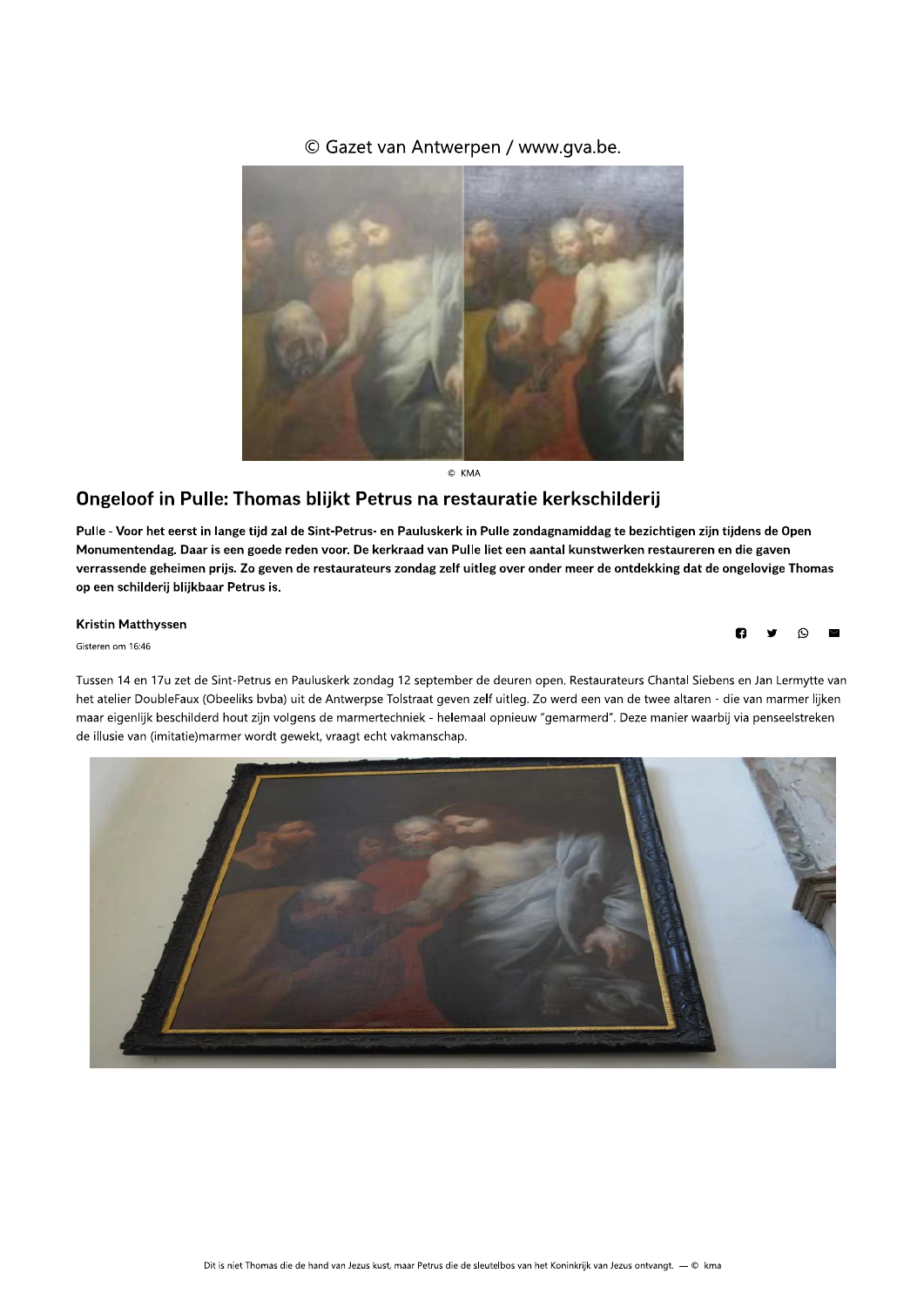© Gazet van Antwerpen / www.gva.be.

© KMA

## Ongeloof in Pulle: Thomas blijkt Petrus na restauratie kerkschilderij

**Pulle - Voor het eerst in lange tijd zal de Sint-Petrus- en Pauluskerk in Pulle zondagnamiddag te bezichtigen zijn tijdens de Open Monumentendag. Daar is een goede reden voor. De kerkraad van Pulle liet een aantal kunstwerken restaureren en die gaven verrassende geheimen prijs. Zo geven de restaurateurs zondag zelf uitleg over onder meer de ontdekking dat de ongelovige Thomas op een schilderij blijkbaar Petrus is.**

**Kristin Matthyssen**

Gisteren om 16:46

Tussen 14 en 17u zet de Sint-Petrus en Pauluskerk zondag 12 september de deuren open. Restaurateurs Chantal Siebens en Jan Lermytte van het atelier DoubleFaux (Obeeliks bvba) uit de Antwerpse Tolstraat geven zelf uitleg. Zo werd een van de twee altaren - die van marmer lijken maar eigenlijk beschilderd hout zijn volgens de marmertechniek - helemaal opnieuw "gemarmerd". Deze manier waarbij via penseelstreken de illusie van (imitatie)marmer wordt gewekt, vraagt echt vakmanschap.

Dit is niet Thomas die de hand van Jezus kust, maar Petrus die de sleutelbos van het Koninkrijk van Jezus ontvangt. — © kma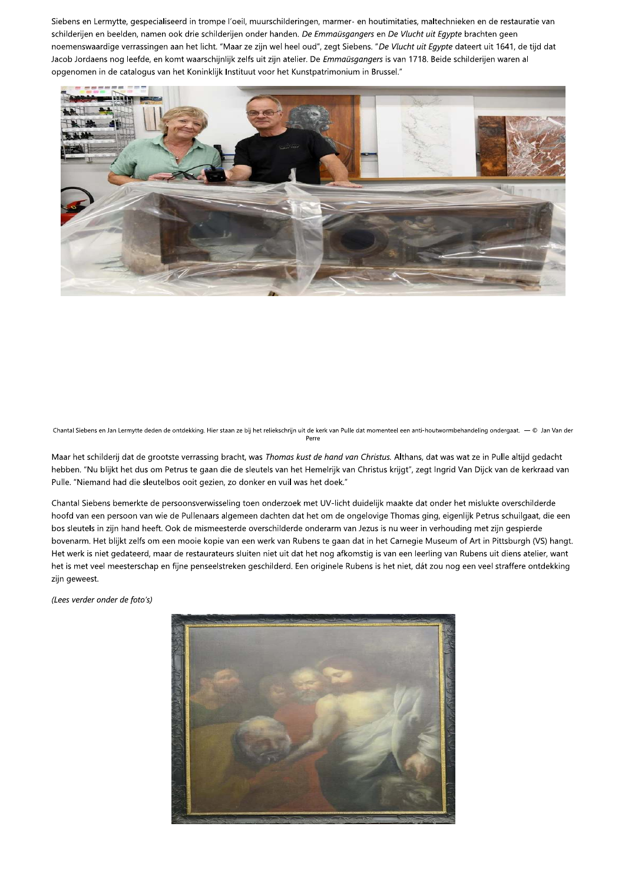Siebens en Lermytte, gespecialiseerd in trompe l'oeil, muurschilderingen, marmer- en houtimitaties, maltechnieken en de restauratie van schilderijen en beelden, namen ook drie schilderijen onder handen. *De Emmaüsgangers* en *De Vlucht uit Egypte* brachten geen noemenswaardige verrassingen aan het licht. "Maar ze zijn wel heel oud", zegt Siebens. "*De Vlucht uit Egypte* dateert uit 1641, de tijd dat Jacob Jordaens nog leefde, en komt waarschijnlijk zelfs uit zijn atelier. De *Emmaüsgangers* is van 1718. Beide schilderijen waren al opgenomen in de catalogus van het Koninklijk Instituut voor het Kunstpatrimonium in Brussel."

Chantal Siebens en Jan Lermytte deden de ontdekking. Hier staan ze bij het reliekschrijn uit de kerk van Pulle dat momenteel een anti-houtwormbehandeling ondergaat. — © Jan Van der Perre

Maar het schilderij dat de grootste verrassing bracht, was *Thomas kust de hand van Christus.* Althans, dat was wat ze in Pulle altijd gedacht hebben. "Nu blijkt het dus om Petrus te gaan die de sleutels van het Hemelrijk van Christus krijgt", zegt Ingrid Van Dijck van de kerkraad van Pulle. "Niemand had die sleutelbos ooit gezien, zo donker en vuil was het doek."

Chantal Siebens bemerkte de persoonsverwisseling toen onderzoek met UV-licht duidelijk maakte dat onder het mislukte overschilderde hoofd van een persoon van wie de Pullenaars algemeen dachten dat het om de ongelovige Thomas ging, eigenlijk Petrus schuilgaat, die een bos sleutels in zijn hand heeft. Ook de mismeesterde overschilderde onderarm van Jezus is nu weer in verhouding met zijn gespierde bovenarm. Het blijkt zelfs om een mooie kopie van een werk van Rubens te gaan dat in het Carnegie Museum of Art in Pittsburgh (VS) hangt. Het werk is niet gedateerd, maar de restaurateurs sluiten niet uit dat het nog afkomstig is van een leerling van Rubens uit diens atelier, want het is met veel meesterschap en fijne penseelstreken geschilderd. Een originele Rubens is het niet, dát zou nog een veel straffere ontdekking zijn geweest.

*(Lees verder onder de foto's)*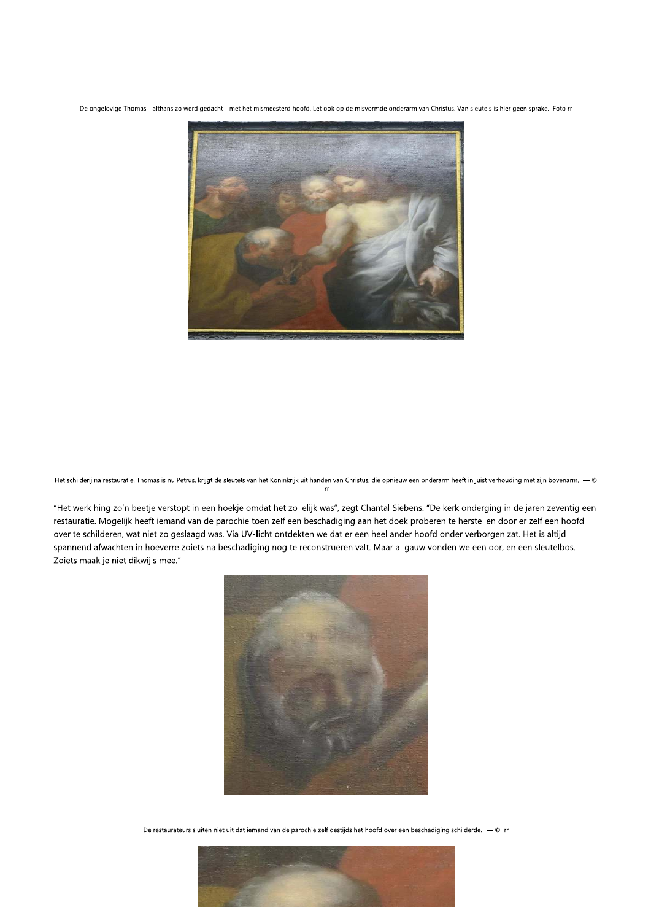De ongelovige Thomas - althans zo werd gedacht - met het mismeesterd hoofd. Let ook op de misvormde onderarm van Christus. Van sleutels is hier geen sprake. Foto rr

Het schilderij na restauratie. Thomas is nu Petrus, krijgt de sleutels van het Koninkrijk uit handen van Christus, die opnieuw een onderarm heeft in juist verhouding met zijn bovenarm. — © rr

“Het werk hing zo’n beetje verstopt in een hoekje omdat het zo lelijk was”, zegt Chantal Siebens. “De kerk onderging in de jaren zeventig een restauratie. Mogelijk heeft iemand van de parochie toen zelf een beschadiging aan het doek proberen te herstellen door er zelf een hoofd over te schilderen, wat niet zo geslaagd was. Via UV-licht ontdekten we dat er een heel ander hoofd onder verborgen zat. Het is altijd spannend afwachten in hoeverre zoiets na beschadiging nog te reconstrueren valt. Maar al gauw vonden we een oor, en een sleutelbos. Zoiets maak je niet dikwijls mee.”

De restaurateurs sluiten niet uit dat iemand van de parochie zelf destijds het hoofd over een beschadiging schilderde. — © rr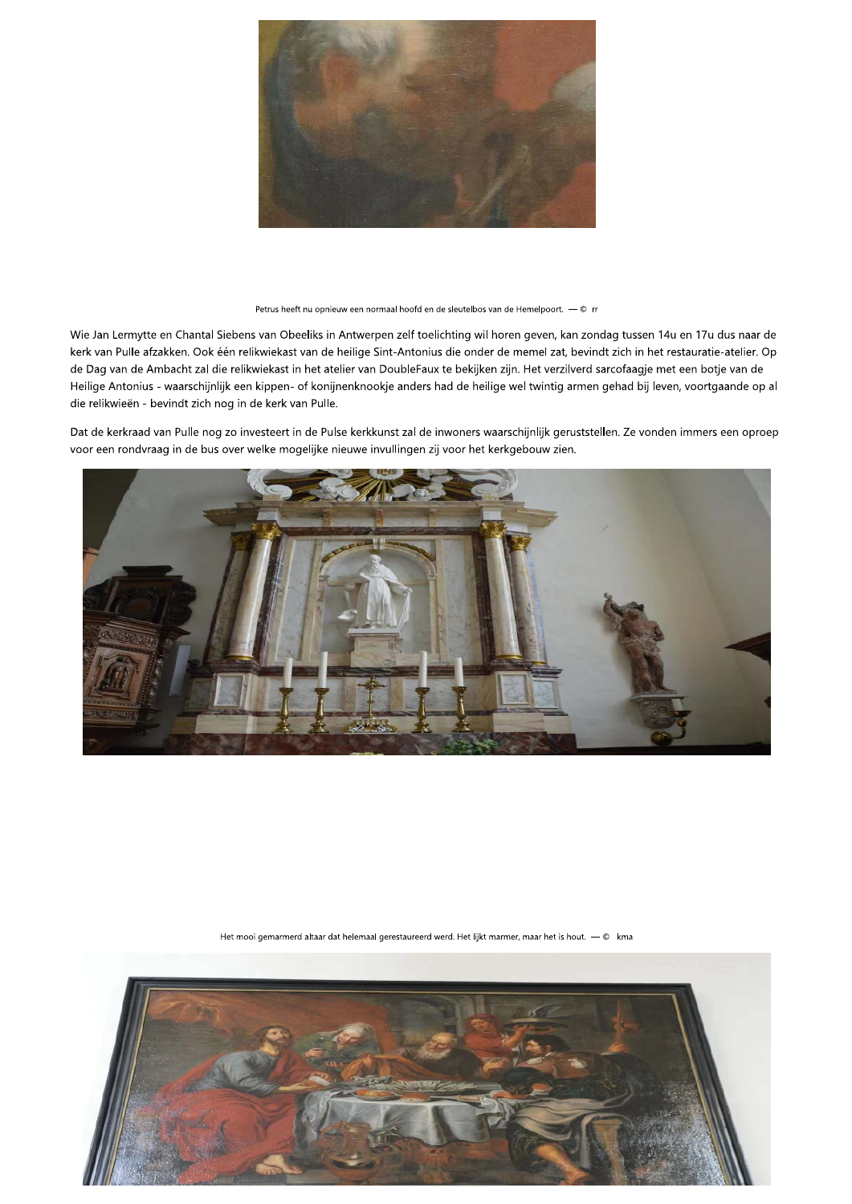Petrus heeft nu opnieuw een normaal hoofd en de sleutelbos van de Hemelpoort. — © rr

Wie Jan Lermytte en Chantal Siebens van Obeeliks in Antwerpen zelf toelichting wil horen geven, kan zondag tussen 14u en 17u dus naar de kerk van Pulle afzakken. Ook één relikwiekast van de heilige Sint-Antonius die onder de memel zat, bevindt zich in het restauratie-atelier. Op de Dag van de Ambacht zal die relikwiekast in het atelier van DoubleFaux te bekijken zijn. Het verzilverd sarcofaagje met een botje van de Heilige Antonius - waarschijnlijk een kippen- of konijnenknookje anders had de heilige wel twintig armen gehad bij leven, voortgaande op al die relikwieën - bevindt zich nog in de kerk van Pulle.

Dat de kerkraad van Pulle nog zo investeert in de Pulse kerkkunst zal de inwoners waarschijnlijk geruststellen. Ze vonden immers een oproep voor een rondvraag in de bus over welke mogelijke nieuwe invullingen zij voor het kerkgebouw zien.

Het mooi gemarmerd altaar dat helemaal gerestaureerd werd. Het lijkt marmer, maar het is hout. — © kma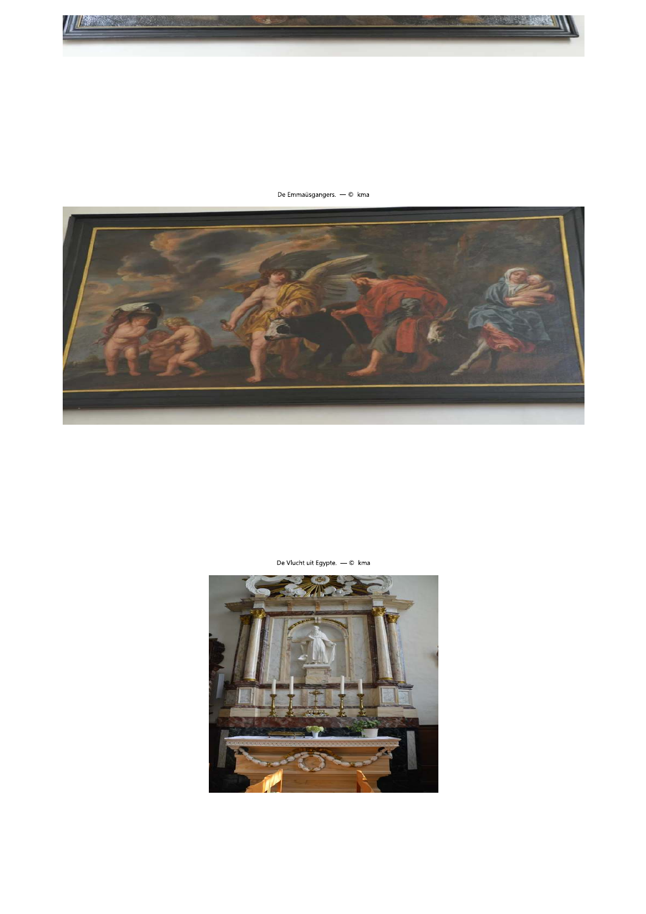De Emmaüsgangers. — © kma

De Vlucht uit Egypte. — © kma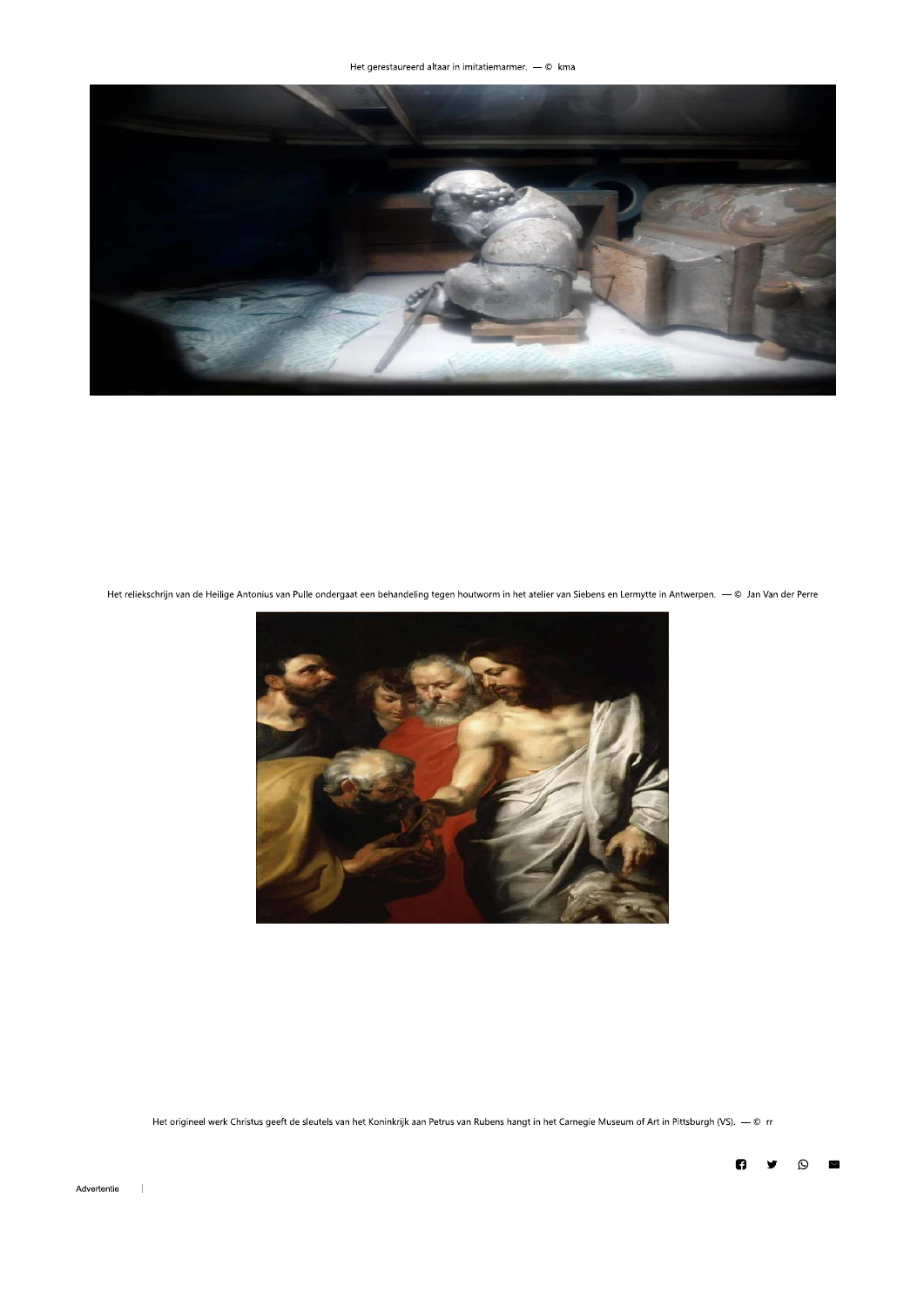Het gerestaureerd altaar in imitatiemarmer. — © kma

Het reliekschrijn van de Heilige Antonius van Pulle ondergaat een behandeling tegen houtworm in het atelier van Siebens en Lermytte in Antwerpen. — © Jan Van der Perre

Het origineel werk Christus geeft de sleutels van het Koninkrijk aan Petrus van Rubens hangt in het Carnegie Museum of Art in Pittsburgh (VS). — © rr

Advertentie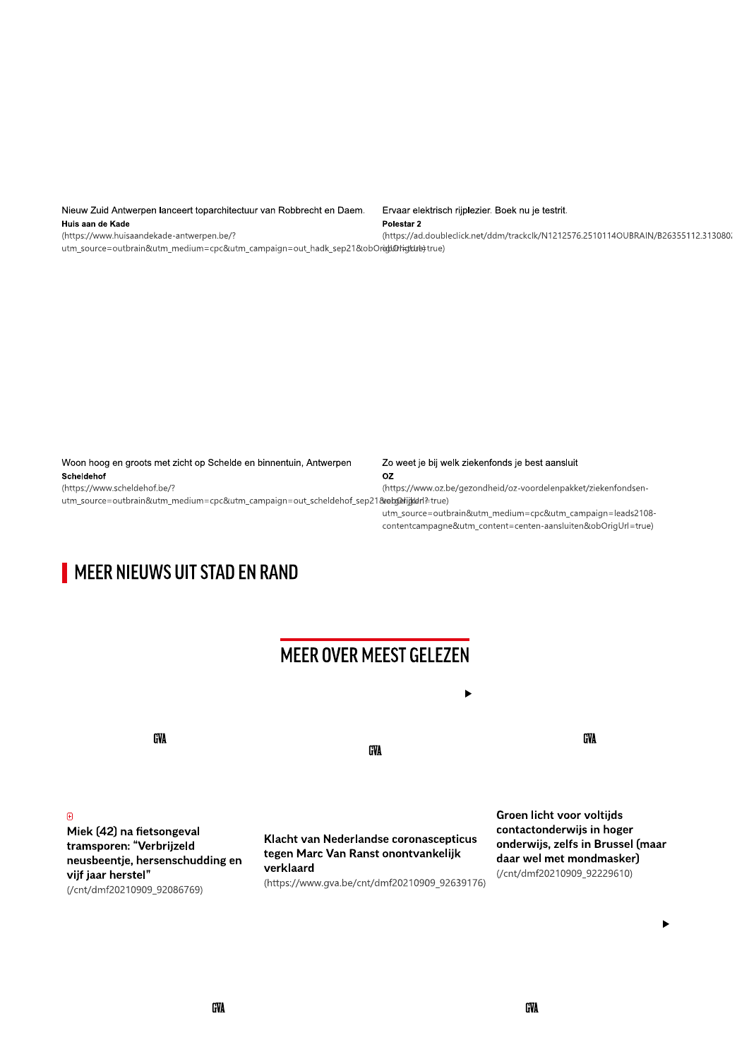Nieuw Zuid Antwerpen lanceert toparchitectuur van Robbrecht en Daem.
**Huis aan de Kade**
(https://www.huisaandekade-antwerpen.be/?utm_source=outbrain&utm_medium=cpc&utm_campaign=out_hadk_sep21&obOrigUrl=true)

Ervaar elektrisch rijplezier. Boek nu je testrit.
**Polestar 2**
(https://ad.doubleclick.net/ddm/trackclk/N1212576.2510114OUBRAIN/B26355112.313080;dc_trk_aid=...&obOrigUrl=true)

Woon hoog en groots met zicht op Schelde en binnentuin, Antwerpen
**Scheldehof**
(https://www.scheldehof.be/?utm_source=outbrain&utm_medium=cpc&utm_campaign=out_scheldehof_sep21&obOrigUrl=true)

Zo weet je bij welk ziekenfonds je best aansluit
**OZ**
(https://www.oz.be/gezondheid/oz-voordelenpakket/ziekenfondsen-vergelijken?utm_source=outbrain&utm_medium=cpc&utm_campaign=leads2108-contentcampagne&utm_content=centen-aansluiten&obOrigUrl=true)

## MEER NIEUWS UIT STAD EN RAND

## MEER OVER MEEST GELEZEN

GVA

GVA

GVA

**Miek (42) na fietsongeval tramsporen: "Verbrijzeld neusbeentje, hersenschudding en vijf jaar herstel"**
(/cnt/dmf20210909_92086769)

**Klacht van Nederlandse coronascepticus tegen Marc Van Ranst onontvankelijk verklaard**
(https://www.gva.be/cnt/dmf20210909_92639176)

**Groen licht voor voltijds contactonderwijs in hoger onderwijs, zelfs in Brussel (maar daar wel met mondmasker)**
(/cnt/dmf20210909_92229610)

GVA

GVA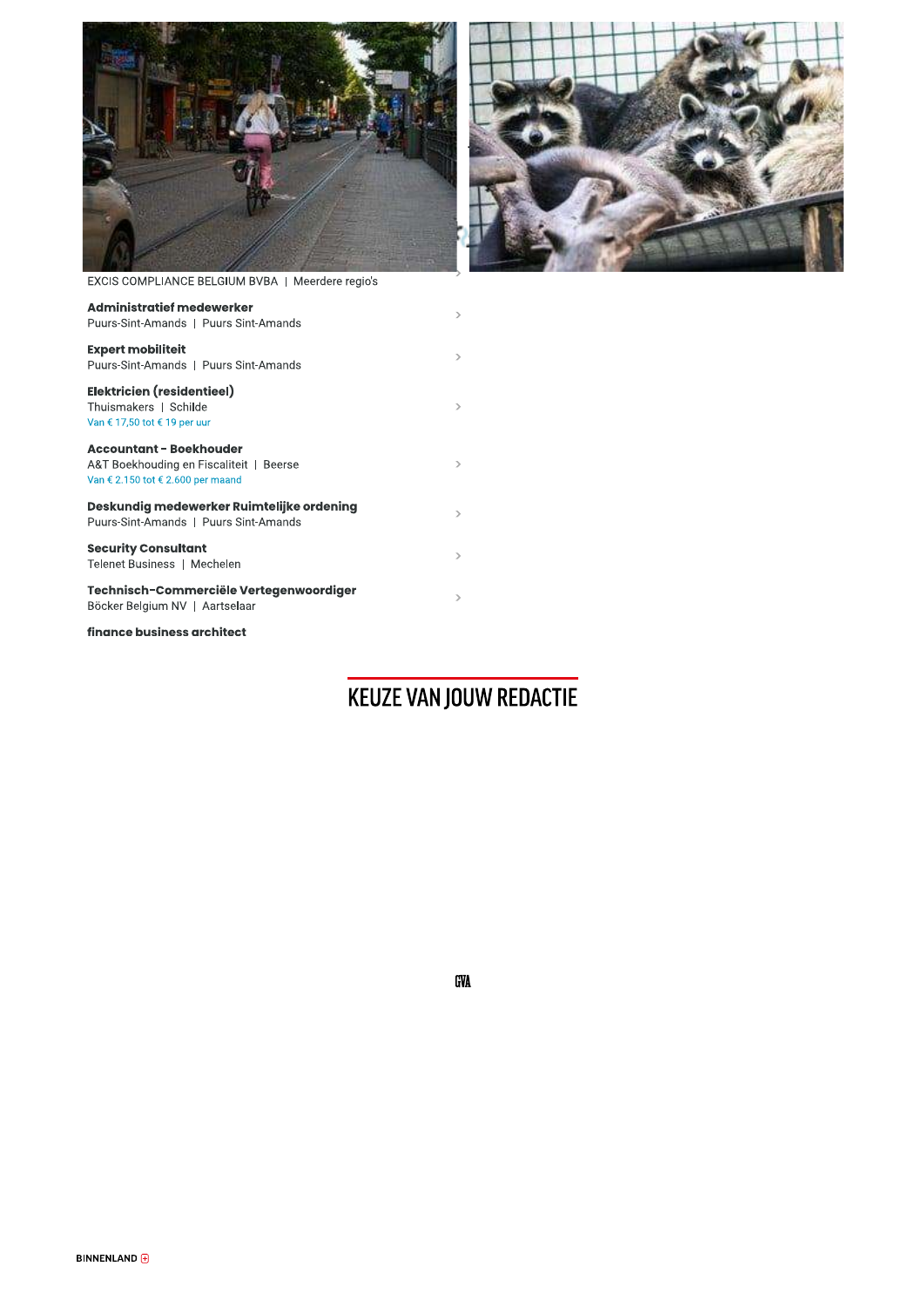EXCIS COMPLIANCE BELGIUM BVBA | Meerdere regio's

**Administratief medewerker**
Puurs-Sint-Amands | Puurs Sint-Amands

**Expert mobiliteit**
Puurs-Sint-Amands | Puurs Sint-Amands

**Elektricien (residentieel)**
Thuismakers | Schilde
Van € 17,50 tot € 19 per uur

**Accountant - Boekhouder**
A&T Boekhouding en Fiscaliteit | Beerse
Van € 2.150 tot € 2.600 per maand

**Deskundig medewerker Ruimtelijke ordening**
Puurs-Sint-Amands | Puurs Sint-Amands

**Security Consultant**
Telenet Business | Mechelen

**Technisch-Commerciële Vertegenwoordiger**
Böcker Belgium NV | Aartselaar

**finance business architect**

## KEUZE VAN JOUW REDACTIE

GVA

BINNENLAND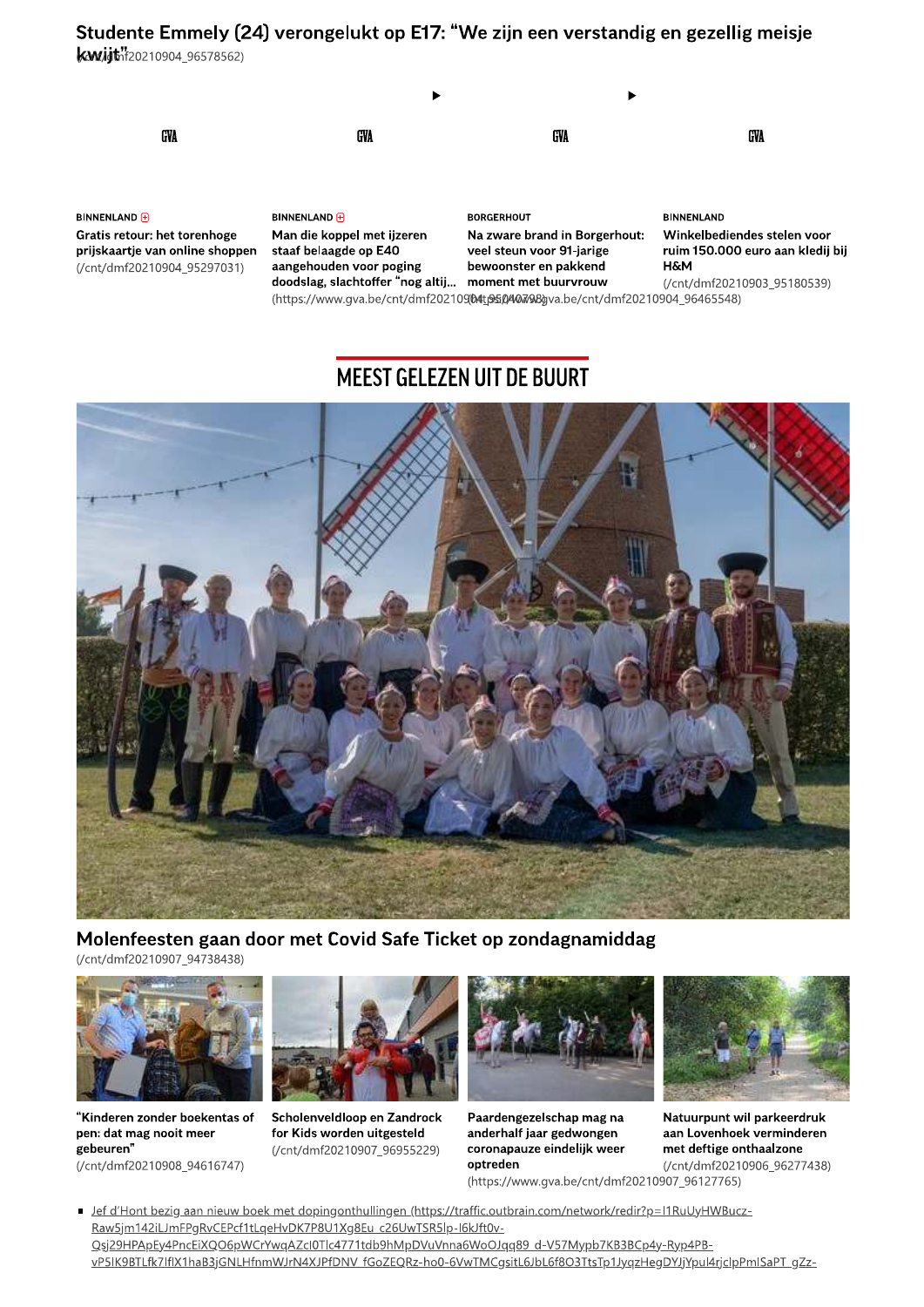Studente Emmely (24) verongelukt op E17: "We zijn een verstandig en gezellig meisje kwijt" (/cnt/dmf20210904_96578562)

GVA

GVA

GVA

GVA

BINNENLAND

Gratis retour: het torenhoge prijskaartje van online shoppen (/cnt/dmf20210904_95297031)

BINNENLAND

Man die koppel met ijzeren staaf belaagde op E40 aangehouden voor poging doodslag, slachtoffer "nog altij... (https://www.gva.be/cnt/dmf20210904_95040798)

BORGERHOUT

Na zware brand in Borgerhout: veel steun voor 91-jarige bewoonster en pakkend moment met buurvrouw (https://www.gva.be/cnt/dmf20210904_96465548)

BINNENLAND

Winkelbediendes stelen voor ruim 150.000 euro aan kledij bij H&M (/cnt/dmf20210903_95180539)

## MEEST GELEZEN UIT DE BUURT

Molenfeesten gaan door met Covid Safe Ticket op zondagnamiddag (/cnt/dmf20210907_94738438)

"Kinderen zonder boekentas of pen: dat mag nooit meer gebeuren" (/cnt/dmf20210908_94616747)

Scholenveldloop en Zandrock for Kids worden uitgesteld (/cnt/dmf20210907_96955229)

Paardengezelschap mag na anderhalf jaar gedwongen coronapauze eindelijk weer optreden (https://www.gva.be/cnt/dmf20210907_96127765)

Natuurpunt wil parkeerdruk aan Lovenhoek verminderen met deftige onthaalzone (/cnt/dmf20210906_96277438)

- Jef d'Hont bezig aan nieuw boek met dopingonthullingen (https://traffic.outbrain.com/network/redir?p=l1RuUyHWBucz-Raw5jm142iLJmFPgRvCEPcf1tLqeHvDK7P8U1Xg8Eu_c26UwTSR5lp-l6kJft0v-Qsj29HPApEy4PncEiXQO6pWCrYwqAZcl0Tlc4771tdb9hMpDVuVnna6WoOJqq89_d-V57Mypb7KB3BCp4y-Ryp4PB-vP5lK9BTLfk7IflX1haB3jGNLHfnmWJrN4XJPfDNV_fGoZEQRz-ho0-6VwTMCgsitL6JbL6f8O3TtsTp1JyqzHegDYJjYpul4rjclpPmlSaPT_gZz-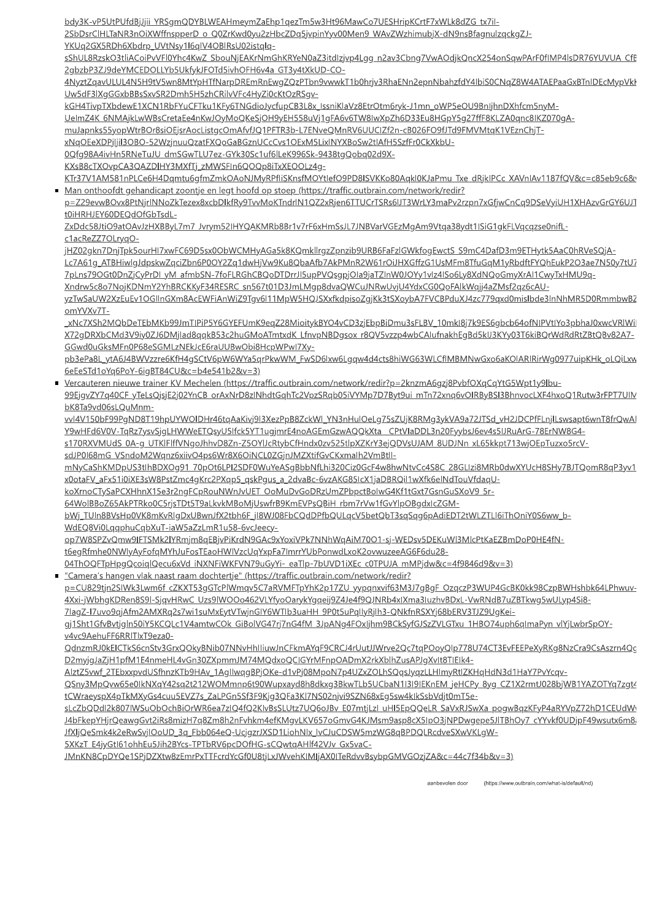bdy3K-vP5UtPUfdBjJjii_YRSgmQDYBLWEAHmeymZaEhp1qezTm5w3Ht96MawCo7UESHripKCrtF7xWLk8dZG_tx7iI-2SbDsrClHLTaNR3nOiXWffnspperD_o_Q0ZrKwd0yu2zHbcZDq5jvpinYyv00Men9_WAvZWzhimubjX-dN9nsBfagnulzqckgZJ-YKUq2GX5RDh6Xbdrp_UVtNsy1I6qIV4OBlRsU02istqIq-sShUL8RzskO3tliACoiPvVFl0Yhc4KwZ_SbouNjEAKrNmGhKRYeN0aZ3itdlzjvp4Lgg_n2av3Cbng7VwAOdjkQncX254onSqwPArF0fIMP4lsDR76YUVUA_CfB2gbzbP3ZJ9deYMCEDOLLYb5UkfykJFOTd5ivhOFH6v4a_GT3y4tXkUD-CO-4NyztZqavULUL4N5H9tV5wn8MtYpHTfNarpDREmRnEwgZQzPTbn9vwwkT1b0hrjv3RhaENn2epnNbahzfdY4lbiS0CNqZ8W4ATAEPaaGxBTnlDEcMypVkk Uw5dF3lXgGGxbBBsSxvSR2Dmh5H5zhCRilvVFc4HyZi0cKtOzRSgv-kGH4TivpTXbdewE1XCN1RbFYuCFTku1KFy6TNGdioJycfupCB3L8x_IssniKlaVz8EtrOtm6ryk-J1mn_oWP5eOU9BnIjhnDXhfcm5nyM-UeImZ4K_6NMAjkLwWBsCretaEe4nKwJOyMoQKeSjOH9yEH558uVj1gFA6v6TW8IwXpZh6D33Eu8HGpY5g27fff8KLZA0qnc8IKZ070gA-muJapnks55yopWtrBOr8siOEjsrAocListgcOmAfvfJQ1PFTR3b-L7ENveQMnRV6UUClZf2n-cB026FO9fJTd9FMVMtqK1VEznChjT-xNqOEeXDPjljil3OBO-52WzjnuuQzatFXQoGaBGznUCcCvs1OExM5LixlNYXBoSw2tlAfH5SzfFr0CkXkbU-0Qfg98A4ivHn5RNeTuJU_dmSGwTLU7ez-GYk30Sc1uf6lLeK996Sk-9438tgQobq02d9X-KXsB8cTXOvpCA3QAZDIHY3MXfTj_zMWSFIn6QOQp8iTxXEOOLz4g-KTr37V1AM581nPLCe6H4Dqmtu6gfmZmkOAoNJMyRPfIiSKnsfMOYtlefO9PD8ISVKKo80AqkI0KJaPmu_Txe_dRjkIPCc_XAVnIAv1187fQV&c=c85eb9c6&v

- Man onthoofdt gehandicapt zoontje en legt hoofd op stoep (https://traffic.outbrain.com/network/redir?p=Z29evwBOvx8PtNjrlNNoZkTezex8xcbDIkfRy9TvvMoKTndrlN1QZ2xRjen6TTUCrTSRs6lJT3WrLY3maPv2rzpn7xGfjwCnCq9DSeVyiUH1XHAzvGrGY6UJT t0iHRHJEY60DEQdOfGbTsdL-ZxDdc58JtiO9atOAvJzHXBByL7m7_Jvrym52IHYQAKMRb8Br1v7rF6xHmSsJL7JNBVarVGEzMgAm9Vtqa38ydt1ISiG1gkFLVqcqzse0nifL-c1acReZZ7OLryqO-jHZ02gkn7DnjTpk5ourHI7xwFC69D5sx0ObWCMHyAGa5k8KQmkllrgzZpnzib9URB6FaFzlGWkfogEwctS_S9mC4DafD3m9ETHytk5AaC0hRVeSQjA-Lc7A61g_ATBHiwlgJdpskwZqciZbn6P0OY2Zq1dwHjVw9Ku8QbaAfb7AkPMnR2W61rOiJHXGffzG1UsMFm8TfuGqM1yRbdftFYQhEukP2O3ae7N50y7tU7 7pLns79OGt0DnZjCyPrDI_yM_afmbSN-7foFLRGhCBQoDTDrrJI5upPVQsgpjOIa9jaTZInW0JOYy1vlz4lSo6Ly8XdNQoGmyXrAI1CwyTxHMU9q-Xndrw5c8o7NojKDNmY2YhBRCKKyF34RESRC_sn567t01D3JmLMgp8dvaQWCuJNRwUvjU4YdxCG0QoFAlkWqjj4aZMsf2qz6cAU-yzTwSaUW2XzEuEv1OGIlnGXm8AcEWFiAnWiZ9Tgv6I11MpW5HQJSXxfkdpisoZgjKk3tSXoybA7FVCBPduXJ4zc779qxd0misIbde3lnNhMR5D0RmmbwBZ omYVXv7T-_xNc7XSh2MQbDeTEbMKb99JmTlPiP5Y6GYEFUmK9eqZ28MioitykBYO4vCD3zjEbpBiDmu3sFLBV_10mkI8j7k9ES6gbcb64ofNJPVtIYo3pbhaJ0xwcVRlWi X72gDRXbCMd3V9iy0ZJ6DMjIad8qqkB53c2huGMoATmtxdK_LfnvpNBDgsox_r8QV5vzzp4wbCAIufnakhEgBd5kIJ3KYy03T6kiBQrWdRdRtZBtQBv82A7-GGwd0uGksMFn0P68eSGMLzNEkJcE6raUUBwObi8HcpWPwI7Xy-pb3ePa8L_ytA6J4BWVzzre6KfH4gSCtV6pW6WYa5qrPkwWM_FwSD6lxw6Lgqw4d4cts8hiWG63WLCflMBMNwGxo6aKOlARIRirWg0977uipKHk_oLQiLxw 6eEeSTd1oYq6PoY-6igBT84CU&c=b4e541b2&v=3)

- Vercauteren nieuwe trainer KV Mechelen (https://traffic.outbrain.com/network/redir?p=2knzmA6gzj8PvbfOXqCqYtG5Wpt1y9Ibu-99EjgvZY7q40CF_yTeLsQjsjE2j02YnCB_orAxNrD8zlNhdtGqhTc2VpzSRqb05iVYMp7D7Byt9ui_mTn72xnq6vOIRByBSI3BhnvocLXF4hxoQ1Rutw3rFPT7UlM bK8Ta9vd06sLQuMnm-vvl4V150bF99PgND8T19hpUYWOIDHr46tqAaKivj9l3XezPpB8ZckWl_YN3nHulOeLg75sZUjK8RMg3ykVA9a72JTSd_vH2JDCPfFLnjILswsapt6wnT8frQwAl Y9wHFd6V0V-TqRz7ysvSjgLHWWeETQsyU5lfck5YT1ugjmrE4noAGEmGzwAQQkXta_CPtVIaDDL3n20FyybsJ6ev4s5lJRuArG-78ErNW8G4-s170RXVMUdS_0A-g_UTKlFIfVNgoJhhvD8Zn-Z5OYlJcRtybCfHndx0zv525tlpXZKrY3ejQDVsUJAM_8UDJNn_xL65kkpt713wjOEpTuzxo5rcV-sdJP0I68mG_VSndoM2Wqnz6xiivO4ps6Wr8X6OiNCL0ZGjnJMZXtifGvCKxmalh2VmBtlI-mNyCaShKMDpUS3tlhBDXOg91_70pOt6LPI2SDF0WuYeASgBbbNfLhi320Ciz0GcF4w8hwNtvCc4S8C_28GLIzi8MRb0dwXYUcH8SHy7BJTQomR8qP3yv1 x0otaFV_aFx51i0iXE3sW8PstZmc4gKrc2PXqp5_qskPgus_a_2dvaBc-6vzAKG85IcX1jaDBRQil1wXfk6elNdTouVfdaqU-koXrnoCTySaPCXHhnX15e3r2ngFCpRouNWnJvUET_OoMuDvGoDRzUmZPbpctBolwG4Kf1tGxt7GsnGuSXoV9_5r-64WolBBoZ65AkPTRko0C5rjsTDt5T9aLkvkMBoMjUswfrB9KmEVPsQBiH_rbm7rVw1fGvYlpOBgdxlcZGM-bWj_TUln8BVsHp0VK8mKvRIgDxUBwnJfX2tbh6F_jl8WJ08FbCQdDPfbQULqcV5betQbT3sqSqg6pAdiEDT2tWLZTLl6iThOniY0S6ww_b-WdEQ8Vi0LqqphuCqbXuT-iaW5aZzLmR1u58-6vcJeecy-op7W8SPZvQmw9IFTSMk2lYRmjm8qEBjvPiKrdN9GAc9xYoxiVPk7NNhWqAiM70O1-sj-WEDsv5DEKuWl3MlcPtKaEZBmDoP0HE4fN-t6egRfmhe0NWlyAyFofqMYhJuFosTEaoHWIVzcUqYxpFa7ImrrYUbPonwdLxoK2ovwuzeeAG6F6du28-04ThOQFTpHpgQcoiqlQecu6xVd_iNXNFiWKFVN79uGyYi-_eaTIp-7bUVD1iXEc_c0TPUJA_mMPjdw&c=4f9846d9&v=3)

- "Camera's hangen vlak naast raam dochtertje" (https://traffic.outbrain.com/network/redir?p=CU829tjn2SIWk3Lwm6f_cZKXT53gGTcPlWmqv5C7aRVMFTpYhK2p17ZU_yypqnxvif63M3J7gBgF_OzqczP3WUP4GcBK0kk98CzpBWHshbk64LPhwuv-4Xxi-jWbhgKDRen8S9l-SjqvHRwC_Uzs9lWOOo462VLYfyoOarykYgqeij9Z4Je4f9QJNRb4xIXma3IuzhvBDxL-VwRNdB7uZBTkwg5wULyp4Si8-7IagZ-I7uvo9qjAfm2AMXRq2s7wi1suMxEytVTwjnGlY6WTIb3uaHH_9P0t5uPqIIyRjlh3-QNkfnRSXYj68bERV3TJZ9UgKei-gj1Sht1GfvBvtjgln50iY5KCQLc1V4amtwCOk_GiBolVG47rj7nG4fM_3JpANg4FOxIjhm9BCkSyfGJSzZVLGTxu_1HBO74uph6qlmaPyn_vlYjLwbrSpOY-v4vc9AehuFF6RRITlxT9eza0-QdnzmRJ0kElCTkS6cnStv3GrxQOkyBNib07NNvHhIIiuwJnCFkmAYqF9CRCJ4rUutJWrve2Qc7tqPOoyQlp778U74CT3EvFEEPeXyRKg8NzCra9CsAszrn4Qc D2myjgJaZjH1pfM1E4nmeHL4vGn30ZXpmmJM74MQdxoQClGYrMFnpOADmX2rkXblhZusAPJgXvIt8TIEIk4-AlztZ5vwf_2TEbxxpvdUSfhnzKTb9HAv_1AgIIwqgBPjOKe-d1vPj08MpoN7p4UZxZOLhSQqsJyqzLLHImyRtlZKHqHdN3d1HaY7PvYcqv-QSny3MpQvw65e0IkNXqY42sq2t212WOMmnp6t90Wupxayd8h8dkxg3BkwTLb5UCbaN1I3I9IEKnEM_jeHCPy_8yg_CZ1X2rmtJ028bjWB1YAZOTYq7zgt4 tCWraeyspX4pTkMXyGs4cuu5EVZ7s_ZaLPGn5Sf3F9Kjg3QFa3Kl7NS02njvi9SZN68xEg5sw4kIkSsbVdjt0mT5e-sLcZbQDdI2k807lWSuObOchBiOrWR6ea7zlQ4fQ2KlvBsSLUtz7UQ6oJBv_E07mtjLzI_uHI5EpQQeLR_SaVxRJSwXa_pogwBqzKFyP4aRYVpZ72hD1CEUdW J4bFkepYHjrQeawgGvt2iRs8mizH7q8Zm8h2nFvhkm4efKMgvLKV657oGmvG4KJMsm9asp8cX5IpO3jNPDwgepe5JlTBhOy7_cYYvkf0UDjpF49wsutx6m8 JfXIjQeSmk4k2eRwSvjlOoUD_3q_Fbb064eQ-UcjgzrJXSD1LiohNIx_lvCJuCDSW5mzWG8qBPDQLRcdveSXwVKLgW-5XKzT_E4jyGtl61ohhEu5Jih2BYcs-TPTbRV6pcDOfHG-sCQwtqAHlf42VJv_Gx5vaC-JMnKN8CpDYQe1SPjDZXtw8zEmrPxTTFcrdYcGf0U8tjLxJWvehKIMIjAX0ITeRdvvBsybpGMVGOzjZA&c=44c7f34b&v=3)

aanbevolen door (https://www.outbrain.com/what-is/default/nl)